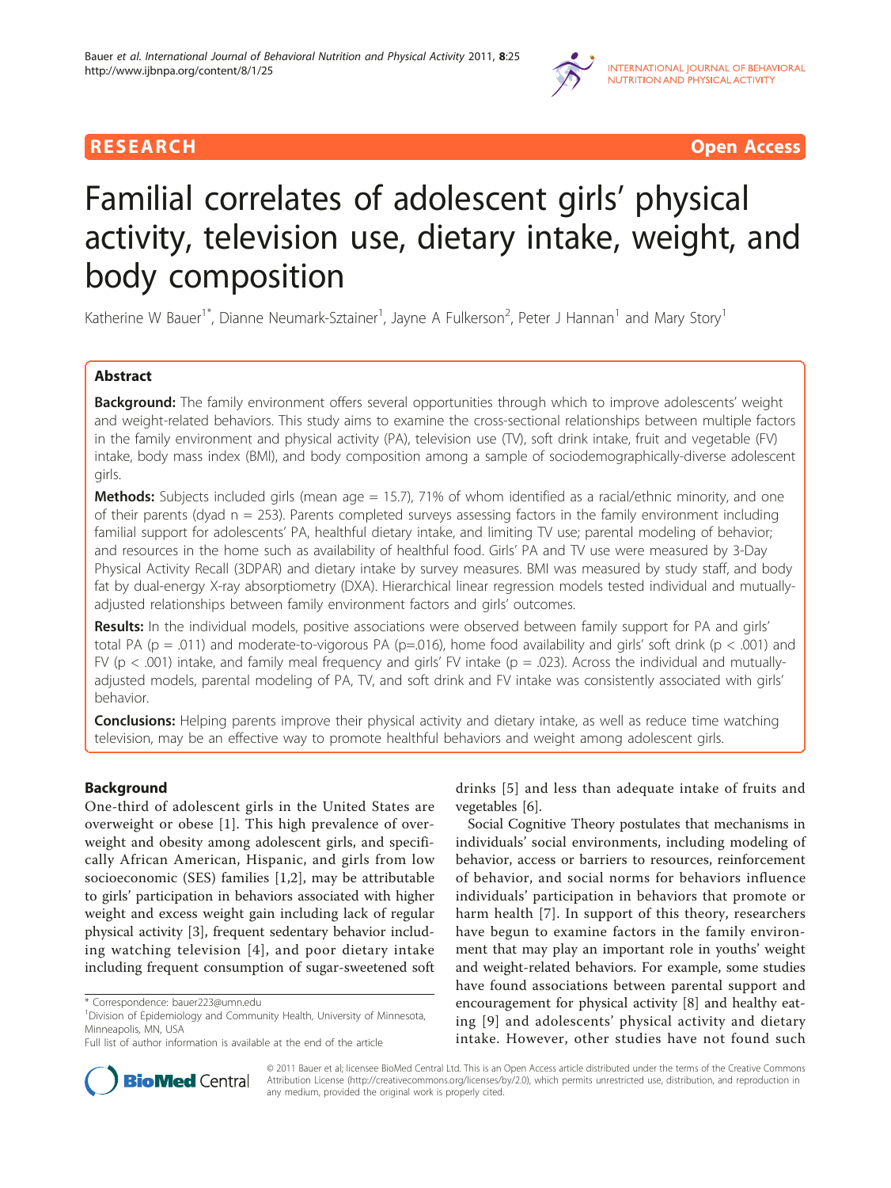**RESEARCH** **Open Access**

# Familial correlates of adolescent girls' physical activity, television use, dietary intake, weight, and body composition

Katherine W Bauer[1*], Dianne Neumark-Sztainer[1], Jayne A Fulkerson[2], Peter J Hannan[1] and Mary Story[1]

## Abstract

**Background:** The family environment offers several opportunities through which to improve adolescents' weight and weight-related behaviors. This study aims to examine the cross-sectional relationships between multiple factors in the family environment and physical activity (PA), television use (TV), soft drink intake, fruit and vegetable (FV) intake, body mass index (BMI), and body composition among a sample of sociodemographically-diverse adolescent girls.

**Methods:** Subjects included girls (mean age = 15.7), 71% of whom identified as a racial/ethnic minority, and one of their parents (dyad n = 253). Parents completed surveys assessing factors in the family environment including familial support for adolescents' PA, healthful dietary intake, and limiting TV use; parental modeling of behavior; and resources in the home such as availability of healthful food. Girls' PA and TV use were measured by 3-Day Physical Activity Recall (3DPAR) and dietary intake by survey measures. BMI was measured by study staff, and body fat by dual-energy X-ray absorptiometry (DXA). Hierarchical linear regression models tested individual and mutually-adjusted relationships between family environment factors and girls' outcomes.

**Results:** In the individual models, positive associations were observed between family support for PA and girls' total PA ($p = .011$) and moderate-to-vigorous PA ($p=.016$), home food availability and girls' soft drink ($p < .001$) and FV ($p < .001$) intake, and family meal frequency and girls' FV intake ($p = .023$). Across the individual and mutually-adjusted models, parental modeling of PA, TV, and soft drink and FV intake was consistently associated with girls' behavior.

**Conclusions:** Helping parents improve their physical activity and dietary intake, as well as reduce time watching television, may be an effective way to promote healthful behaviors and weight among adolescent girls.

## Background

One-third of adolescent girls in the United States are overweight or obese [1]. This high prevalence of overweight and obesity among adolescent girls, and specifically African American, Hispanic, and girls from low socioeconomic (SES) families [1,2], may be attributable to girls' participation in behaviors associated with higher weight and excess weight gain including lack of regular physical activity [3], frequent sedentary behavior including watching television [4], and poor dietary intake including frequent consumption of sugar-sweetened soft drinks [5] and less than adequate intake of fruits and vegetables [6].

Social Cognitive Theory postulates that mechanisms in individuals' social environments, including modeling of behavior, access or barriers to resources, reinforcement of behavior, and social norms for behaviors influence individuals' participation in behaviors that promote or harm health [7]. In support of this theory, researchers have begun to examine factors in the family environment that may play an important role in youths' weight and weight-related behaviors. For example, some studies have found associations between parental support and encouragement for physical activity [8] and healthy eating [9] and adolescents' physical activity and dietary intake. However, other studies have not found such

\* Correspondence: bauer223@umn.edu
[1]Division of Epidemiology and Community Health, University of Minnesota, Minneapolis, MN, USA
Full list of author information is available at the end of the article

© 2011 Bauer et al; licensee BioMed Central Ltd. This is an Open Access article distributed under the terms of the Creative Commons Attribution License (http://creativecommons.org/licenses/by/2.0), which permits unrestricted use, distribution, and reproduction in any medium, provided the original work is properly cited.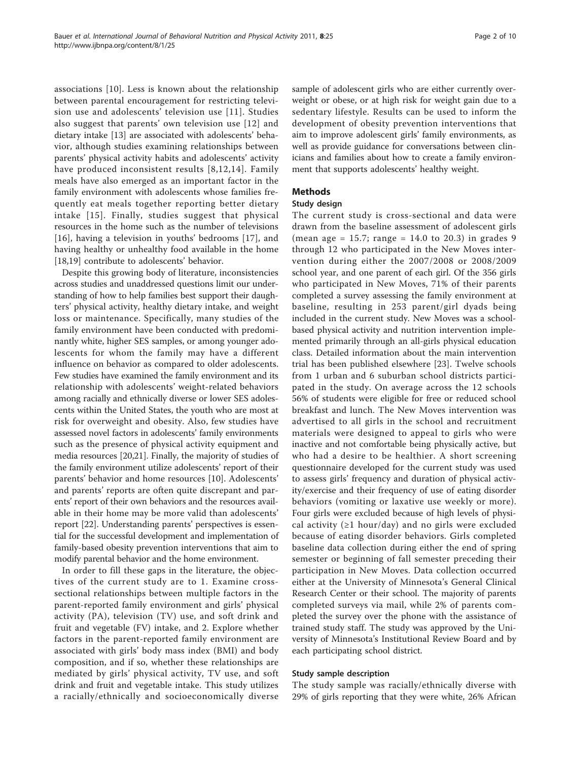associations [10]. Less is known about the relationship between parental encouragement for restricting television use and adolescents' television use [11]. Studies also suggest that parents' own television use [12] and dietary intake [13] are associated with adolescents' behavior, although studies examining relationships between parents' physical activity habits and adolescents' activity have produced inconsistent results [8,12,14]. Family meals have also emerged as an important factor in the family environment with adolescents whose families frequently eat meals together reporting better dietary intake [15]. Finally, studies suggest that physical resources in the home such as the number of televisions [16], having a television in youths' bedrooms [17], and having healthy or unhealthy food available in the home [18,19] contribute to adolescents' behavior.

Despite this growing body of literature, inconsistencies across studies and unaddressed questions limit our understanding of how to help families best support their daughters' physical activity, healthy dietary intake, and weight loss or maintenance. Specifically, many studies of the family environment have been conducted with predominantly white, higher SES samples, or among younger adolescents for whom the family may have a different influence on behavior as compared to older adolescents. Few studies have examined the family environment and its relationship with adolescents' weight-related behaviors among racially and ethnically diverse or lower SES adolescents within the United States, the youth who are most at risk for overweight and obesity. Also, few studies have assessed novel factors in adolescents' family environments such as the presence of physical activity equipment and media resources [20,21]. Finally, the majority of studies of the family environment utilize adolescents' report of their parents' behavior and home resources [10]. Adolescents' and parents' reports are often quite discrepant and parents' report of their own behaviors and the resources available in their home may be more valid than adolescents' report [22]. Understanding parents' perspectives is essential for the successful development and implementation of family-based obesity prevention interventions that aim to modify parental behavior and the home environment.

In order to fill these gaps in the literature, the objectives of the current study are to 1. Examine cross-sectional relationships between multiple factors in the parent-reported family environment and girls' physical activity (PA), television (TV) use, and soft drink and fruit and vegetable (FV) intake, and 2. Explore whether factors in the parent-reported family environment are associated with girls' body mass index (BMI) and body composition, and if so, whether these relationships are mediated by girls' physical activity, TV use, and soft drink and fruit and vegetable intake. This study utilizes a racially/ethnically and socioeconomically diverse sample of adolescent girls who are either currently overweight or obese, or at high risk for weight gain due to a sedentary lifestyle. Results can be used to inform the development of obesity prevention interventions that aim to improve adolescent girls' family environments, as well as provide guidance for conversations between clinicians and families about how to create a family environment that supports adolescents' healthy weight.

## Methods

### Study design

The current study is cross-sectional and data were drawn from the baseline assessment of adolescent girls (mean age = 15.7; range = 14.0 to 20.3) in grades 9 through 12 who participated in the New Moves intervention during either the 2007/2008 or 2008/2009 school year, and one parent of each girl. Of the 356 girls who participated in New Moves, 71% of their parents completed a survey assessing the family environment at baseline, resulting in 253 parent/girl dyads being included in the current study. New Moves was a school-based physical activity and nutrition intervention implemented primarily through an all-girls physical education class. Detailed information about the main intervention trial has been published elsewhere [23]. Twelve schools from 1 urban and 6 suburban school districts participated in the study. On average across the 12 schools 56% of students were eligible for free or reduced school breakfast and lunch. The New Moves intervention was advertised to all girls in the school and recruitment materials were designed to appeal to girls who were inactive and not comfortable being physically active, but who had a desire to be healthier. A short screening questionnaire developed for the current study was used to assess girls' frequency and duration of physical activity/exercise and their frequency of use of eating disorder behaviors (vomiting or laxative use weekly or more). Four girls were excluded because of high levels of physical activity (≥1 hour/day) and no girls were excluded because of eating disorder behaviors. Girls completed baseline data collection during either the end of spring semester or beginning of fall semester preceding their participation in New Moves. Data collection occurred either at the University of Minnesota's General Clinical Research Center or their school. The majority of parents completed surveys via mail, while 2% of parents completed the survey over the phone with the assistance of trained study staff. The study was approved by the University of Minnesota's Institutional Review Board and by each participating school district.

### Study sample description

The study sample was racially/ethnically diverse with 29% of girls reporting that they were white, 26% African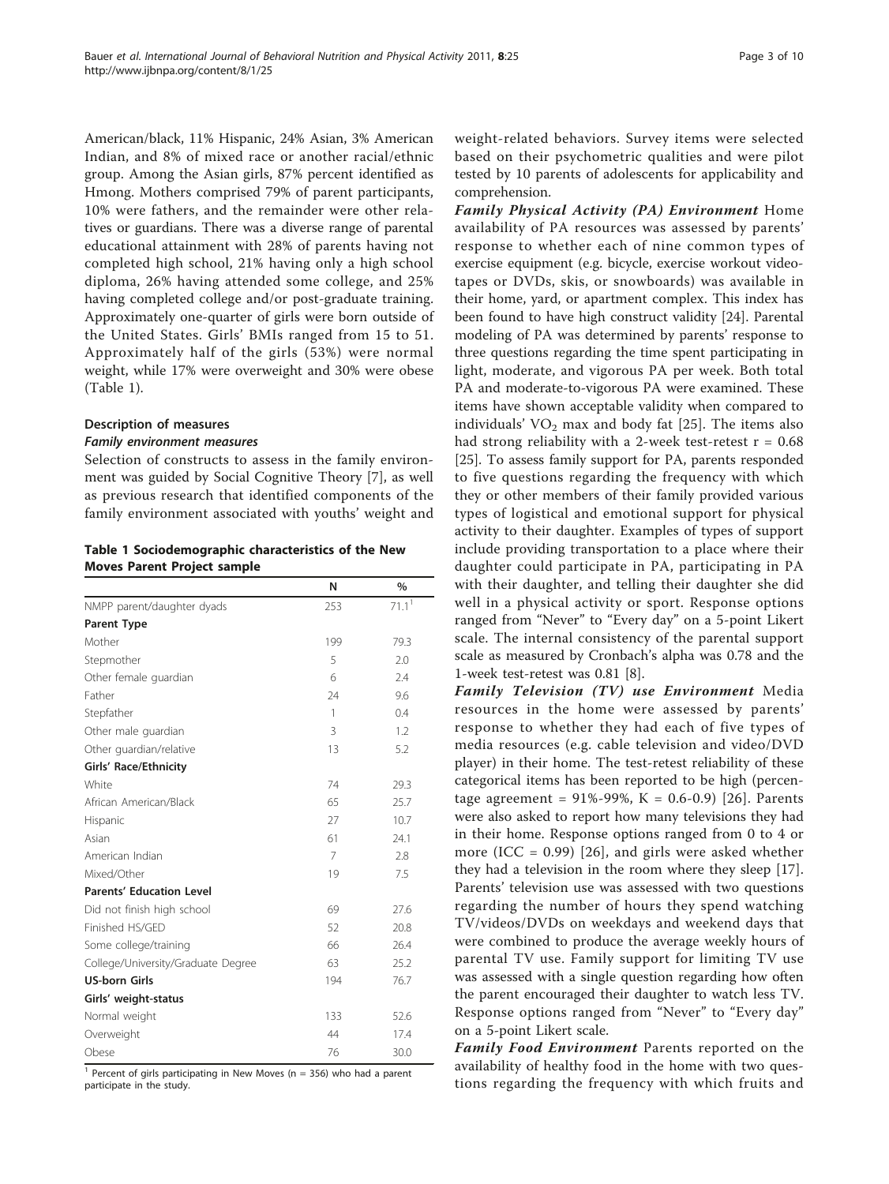American/black, 11% Hispanic, 24% Asian, 3% American Indian, and 8% of mixed race or another racial/ethnic group. Among the Asian girls, 87% percent identified as Hmong. Mothers comprised 79% of parent participants, 10% were fathers, and the remainder were other relatives or guardians. There was a diverse range of parental educational attainment with 28% of parents having not completed high school, 21% having only a high school diploma, 26% having attended some college, and 25% having completed college and/or post-graduate training. Approximately one-quarter of girls were born outside of the United States. Girls' BMIs ranged from 15 to 51. Approximately half of the girls (53%) were normal weight, while 17% were overweight and 30% were obese (Table 1).

**Table 1 Sociodemographic characteristics of the New Moves Parent Project sample**

| | N | % |
|---|---|---|
| NMPP parent/daughter dyads | 253 | 71.1[1] |
| **Parent Type** | | |
| Mother | 199 | 79.3 |
| Stepmother | 5 | 2.0 |
| Other female guardian | 6 | 2.4 |
| Father | 24 | 9.6 |
| Stepfather | 1 | 0.4 |
| Other male guardian | 3 | 1.2 |
| Other guardian/relative | 13 | 5.2 |
| **Girls' Race/Ethnicity** | | |
| White | 74 | 29.3 |
| African American/Black | 65 | 25.7 |
| Hispanic | 27 | 10.7 |
| Asian | 61 | 24.1 |
| American Indian | 7 | 2.8 |
| Mixed/Other | 19 | 7.5 |
| **Parents' Education Level** | | |
| Did not finish high school | 69 | 27.6 |
| Finished HS/GED | 52 | 20.8 |
| Some college/training | 66 | 26.4 |
| College/University/Graduate Degree | 63 | 25.2 |
| **US-born Girls** | 194 | 76.7 |
| **Girls' weight-status** | | |
| Normal weight | 133 | 52.6 |
| Overweight | 44 | 17.4 |
| Obese | 76 | 30.0 |

[1] Percent of girls participating in New Moves (n = 356) who had a parent participate in the study.

### Description of measures

#### *Family environment measures*

Selection of constructs to assess in the family environment was guided by Social Cognitive Theory [7], as well as previous research that identified components of the family environment associated with youths' weight and weight-related behaviors. Survey items were selected based on their psychometric qualities and were pilot tested by 10 parents of adolescents for applicability and comprehension.

***Family Physical Activity (PA) Environment*** Home availability of PA resources was assessed by parents' response to whether each of nine common types of exercise equipment (e.g. bicycle, exercise workout videotapes or DVDs, skis, or snowboards) was available in their home, yard, or apartment complex. This index has been found to have high construct validity [24]. Parental modeling of PA was determined by parents' response to three questions regarding the time spent participating in light, moderate, and vigorous PA per week. Both total PA and moderate-to-vigorous PA were examined. These items have shown acceptable validity when compared to individuals' $VO_2$ max and body fat [25]. The items also had strong reliability with a 2-week test-retest $r = 0.68$ [25]. To assess family support for PA, parents responded to five questions regarding the frequency with which they or other members of their family provided various types of logistical and emotional support for physical activity to their daughter. Examples of types of support include providing transportation to a place where their daughter could participate in PA, participating in PA with their daughter, and telling their daughter she did well in a physical activity or sport. Response options ranged from "Never" to "Every day" on a 5-point Likert scale. The internal consistency of the parental support scale as measured by Cronbach's alpha was 0.78 and the 1-week test-retest was 0.81 [8].

***Family Television (TV) use Environment*** Media resources in the home were assessed by parents' response to whether they had each of five types of media resources (e.g. cable television and video/DVD player) in their home. The test-retest reliability of these categorical items has been reported to be high (percentage agreement = 91%-99%, K = 0.6-0.9) [26]. Parents were also asked to report how many televisions they had in their home. Response options ranged from 0 to 4 or more (ICC = 0.99) [26], and girls were asked whether they had a television in the room where they sleep [17]. Parents' television use was assessed with two questions regarding the number of hours they spend watching TV/videos/DVDs on weekdays and weekend days that were combined to produce the average weekly hours of parental TV use. Family support for limiting TV use was assessed with a single question regarding how often the parent encouraged their daughter to watch less TV. Response options ranged from "Never" to "Every day" on a 5-point Likert scale.

***Family Food Environment*** Parents reported on the availability of healthy food in the home with two questions regarding the frequency with which fruits and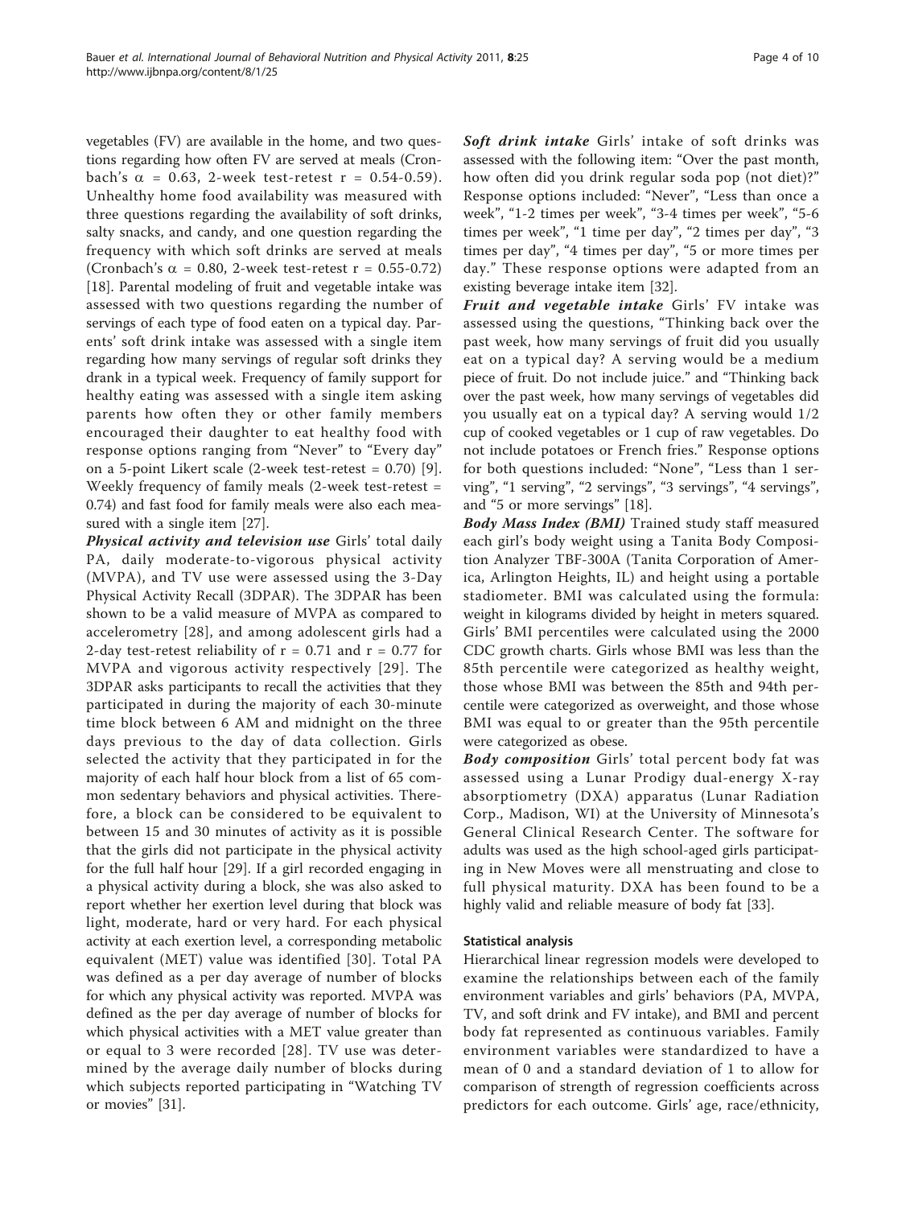vegetables (FV) are available in the home, and two questions regarding how often FV are served at meals (Cronbach's $\alpha$ = 0.63, 2-week test-retest r = 0.54-0.59). Unhealthy home food availability was measured with three questions regarding the availability of soft drinks, salty snacks, and candy, and one question regarding the frequency with which soft drinks are served at meals (Cronbach's $\alpha$ = 0.80, 2-week test-retest r = 0.55-0.72) [18]. Parental modeling of fruit and vegetable intake was assessed with two questions regarding the number of servings of each type of food eaten on a typical day. Parents' soft drink intake was assessed with a single item regarding how many servings of regular soft drinks they drank in a typical week. Frequency of family support for healthy eating was assessed with a single item asking parents how often they or other family members encouraged their daughter to eat healthy food with response options ranging from "Never" to "Every day" on a 5-point Likert scale (2-week test-retest = 0.70) [9]. Weekly frequency of family meals (2-week test-retest = 0.74) and fast food for family meals were also each measured with a single item [27].

***Physical activity and television use*** Girls' total daily PA, daily moderate-to-vigorous physical activity (MVPA), and TV use were assessed using the 3-Day Physical Activity Recall (3DPAR). The 3DPAR has been shown to be a valid measure of MVPA as compared to accelerometry [28], and among adolescent girls had a 2-day test-retest reliability of r = 0.71 and r = 0.77 for MVPA and vigorous activity respectively [29]. The 3DPAR asks participants to recall the activities that they participated in during the majority of each 30-minute time block between 6 AM and midnight on the three days previous to the day of data collection. Girls selected the activity that they participated in for the majority of each half hour block from a list of 65 common sedentary behaviors and physical activities. Therefore, a block can be considered to be equivalent to between 15 and 30 minutes of activity as it is possible that the girls did not participate in the physical activity for the full half hour [29]. If a girl recorded engaging in a physical activity during a block, she was also asked to report whether her exertion level during that block was light, moderate, hard or very hard. For each physical activity at each exertion level, a corresponding metabolic equivalent (MET) value was identified [30]. Total PA was defined as a per day average of number of blocks for which any physical activity was reported. MVPA was defined as the per day average of number of blocks for which physical activities with a MET value greater than or equal to 3 were recorded [28]. TV use was determined by the average daily number of blocks during which subjects reported participating in "Watching TV or movies" [31].

***Soft drink intake*** Girls' intake of soft drinks was assessed with the following item: "Over the past month, how often did you drink regular soda pop (not diet)?" Response options included: "Never", "Less than once a week", "1-2 times per week", "3-4 times per week", "5-6 times per week", "1 time per day", "2 times per day", "3 times per day", "4 times per day", "5 or more times per day." These response options were adapted from an existing beverage intake item [32].

***Fruit and vegetable intake*** Girls' FV intake was assessed using the questions, "Thinking back over the past week, how many servings of fruit did you usually eat on a typical day? A serving would be a medium piece of fruit. Do not include juice." and "Thinking back over the past week, how many servings of vegetables did you usually eat on a typical day? A serving would 1/2 cup of cooked vegetables or 1 cup of raw vegetables. Do not include potatoes or French fries." Response options for both questions included: "None", "Less than 1 serving", "1 serving", "2 servings", "3 servings", "4 servings", and "5 or more servings" [18].

***Body Mass Index (BMI)*** Trained study staff measured each girl's body weight using a Tanita Body Composition Analyzer TBF-300A (Tanita Corporation of America, Arlington Heights, IL) and height using a portable stadiometer. BMI was calculated using the formula: weight in kilograms divided by height in meters squared. Girls' BMI percentiles were calculated using the 2000 CDC growth charts. Girls whose BMI was less than the 85th percentile were categorized as healthy weight, those whose BMI was between the 85th and 94th percentile were categorized as overweight, and those whose BMI was equal to or greater than the 95th percentile were categorized as obese.

***Body composition*** Girls' total percent body fat was assessed using a Lunar Prodigy dual-energy X-ray absorptiometry (DXA) apparatus (Lunar Radiation Corp., Madison, WI) at the University of Minnesota's General Clinical Research Center. The software for adults was used as the high school-aged girls participating in New Moves were all menstruating and close to full physical maturity. DXA has been found to be a highly valid and reliable measure of body fat [33].

#### Statistical analysis

Hierarchical linear regression models were developed to examine the relationships between each of the family environment variables and girls' behaviors (PA, MVPA, TV, and soft drink and FV intake), and BMI and percent body fat represented as continuous variables. Family environment variables were standardized to have a mean of 0 and a standard deviation of 1 to allow for comparison of strength of regression coefficients across predictors for each outcome. Girls' age, race/ethnicity,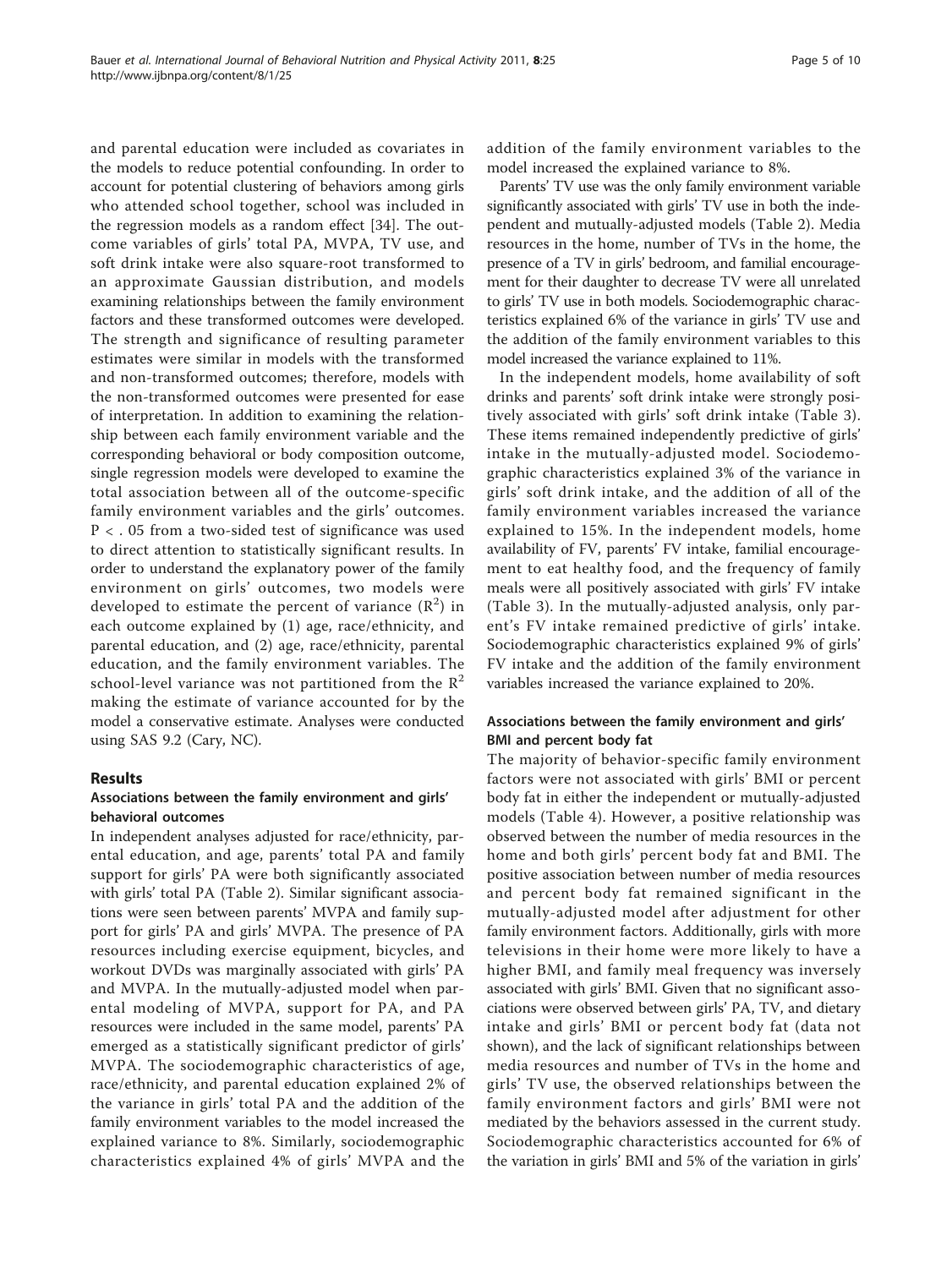and parental education were included as covariates in the models to reduce potential confounding. In order to account for potential clustering of behaviors among girls who attended school together, school was included in the regression models as a random effect [34]. The outcome variables of girls' total PA, MVPA, TV use, and soft drink intake were also square-root transformed to an approximate Gaussian distribution, and models examining relationships between the family environment factors and these transformed outcomes were developed. The strength and significance of resulting parameter estimates were similar in models with the transformed and non-transformed outcomes; therefore, models with the non-transformed outcomes were presented for ease of interpretation. In addition to examining the relationship between each family environment variable and the corresponding behavioral or body composition outcome, single regression models were developed to examine the total association between all of the outcome-specific family environment variables and the girls' outcomes. $P < .05$ from a two-sided test of significance was used to direct attention to statistically significant results. In order to understand the explanatory power of the family environment on girls' outcomes, two models were developed to estimate the percent of variance ($R^2$) in each outcome explained by (1) age, race/ethnicity, and parental education, and (2) age, race/ethnicity, parental education, and the family environment variables. The school-level variance was not partitioned from the $R^2$ making the estimate of variance accounted for by the model a conservative estimate. Analyses were conducted using SAS 9.2 (Cary, NC).

## Results

### Associations between the family environment and girls' behavioral outcomes

In independent analyses adjusted for race/ethnicity, parental education, and age, parents' total PA and family support for girls' PA were both significantly associated with girls' total PA (Table 2). Similar significant associations were seen between parents' MVPA and family support for girls' PA and girls' MVPA. The presence of PA resources including exercise equipment, bicycles, and workout DVDs was marginally associated with girls' PA and MVPA. In the mutually-adjusted model when parental modeling of MVPA, support for PA, and PA resources were included in the same model, parents' PA emerged as a statistically significant predictor of girls' MVPA. The sociodemographic characteristics of age, race/ethnicity, and parental education explained 2% of the variance in girls' total PA and the addition of the family environment variables to the model increased the explained variance to 8%. Similarly, sociodemographic characteristics explained 4% of girls' MVPA and the addition of the family environment variables to the model increased the explained variance to 8%.

Parents' TV use was the only family environment variable significantly associated with girls' TV use in both the independent and mutually-adjusted models (Table 2). Media resources in the home, number of TVs in the home, the presence of a TV in girls' bedroom, and familial encouragement for their daughter to decrease TV were all unrelated to girls' TV use in both models. Sociodemographic characteristics explained 6% of the variance in girls' TV use and the addition of the family environment variables to this model increased the variance explained to 11%.

In the independent models, home availability of soft drinks and parents' soft drink intake were strongly positively associated with girls' soft drink intake (Table 3). These items remained independently predictive of girls' intake in the mutually-adjusted model. Sociodemographic characteristics explained 3% of the variance in girls' soft drink intake, and the addition of all of the family environment variables increased the variance explained to 15%. In the independent models, home availability of FV, parents' FV intake, familial encouragement to eat healthy food, and the frequency of family meals were all positively associated with girls' FV intake (Table 3). In the mutually-adjusted analysis, only parent's FV intake remained predictive of girls' intake. Sociodemographic characteristics explained 9% of girls' FV intake and the addition of the family environment variables increased the variance explained to 20%.

### Associations between the family environment and girls' BMI and percent body fat

The majority of behavior-specific family environment factors were not associated with girls' BMI or percent body fat in either the independent or mutually-adjusted models (Table 4). However, a positive relationship was observed between the number of media resources in the home and both girls' percent body fat and BMI. The positive association between number of media resources and percent body fat remained significant in the mutually-adjusted model after adjustment for other family environment factors. Additionally, girls with more televisions in their home were more likely to have a higher BMI, and family meal frequency was inversely associated with girls' BMI. Given that no significant associations were observed between girls' PA, TV, and dietary intake and girls' BMI or percent body fat (data not shown), and the lack of significant relationships between media resources and number of TVs in the home and girls' TV use, the observed relationships between the family environment factors and girls' BMI were not mediated by the behaviors assessed in the current study. Sociodemographic characteristics accounted for 6% of the variation in girls' BMI and 5% of the variation in girls'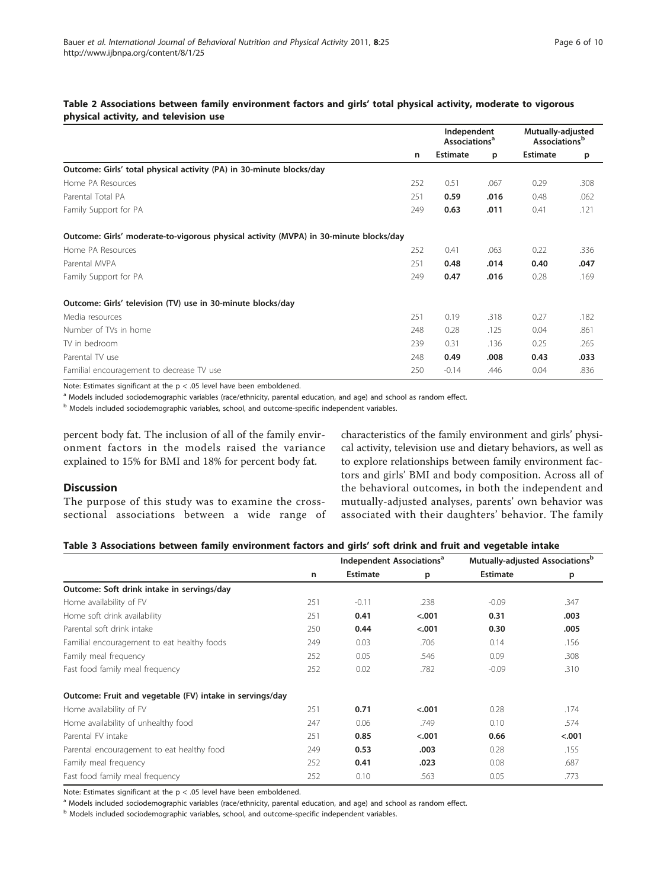**Table 2 Associations between family environment factors and girls' total physical activity, moderate to vigorous physical activity, and television use**

| | | Independent Associations[a] | | Mutually-adjusted Associations[b] | |
|---|---|---|---|---|---|
| | n | Estimate | p | Estimate | p |
| **Outcome: Girls' total physical activity (PA) in 30-minute blocks/day** | | | | | |
| Home PA Resources | 252 | 0.51 | .067 | 0.29 | .308 |
| Parental Total PA | 251 | **0.59** | **.016** | 0.48 | .062 |
| Family Support for PA | 249 | **0.63** | **.011** | 0.41 | .121 |
| **Outcome: Girls' moderate-to-vigorous physical activity (MVPA) in 30-minute blocks/day** | | | | | |
| Home PA Resources | 252 | 0.41 | .063 | 0.22 | .336 |
| Parental MVPA | 251 | **0.48** | **.014** | **0.40** | **.047** |
| Family Support for PA | 249 | **0.47** | **.016** | 0.28 | .169 |
| **Outcome: Girls' television (TV) use in 30-minute blocks/day** | | | | | |
| Media resources | 251 | 0.19 | .318 | 0.27 | .182 |
| Number of TVs in home | 248 | 0.28 | .125 | 0.04 | .861 |
| TV in bedroom | 239 | 0.31 | .136 | 0.25 | .265 |
| Parental TV use | 248 | **0.49** | **.008** | **0.43** | **.033** |
| Familial encouragement to decrease TV use | 250 | -0.14 | .446 | 0.04 | .836 |

Note: Estimates significant at the p < .05 level have been emboldened.

[a] Models included sociodemographic variables (race/ethnicity, parental education, and age) and school as random effect.

[b] Models included sociodemographic variables, school, and outcome-specific independent variables.

percent body fat. The inclusion of all of the family environment factors in the models raised the variance explained to 15% for BMI and 18% for percent body fat.

## Discussion

The purpose of this study was to examine the cross-sectional associations between a wide range of characteristics of the family environment and girls' physical activity, television use and dietary behaviors, as well as to explore relationships between family environment factors and girls' BMI and body composition. Across all of the behavioral outcomes, in both the independent and mutually-adjusted analyses, parents' own behavior was associated with their daughters' behavior. The family

**Table 3 Associations between family environment factors and girls' soft drink and fruit and vegetable intake**

| | | Independent Associations[a] | | Mutually-adjusted Associations[b] | |
|---|---|---|---|---|---|
| | n | Estimate | p | Estimate | p |
| **Outcome: Soft drink intake in servings/day** | | | | | |
| Home availability of FV | 251 | -0.11 | .238 | -0.09 | .347 |
| Home soft drink availability | 251 | **0.41** | **<.001** | **0.31** | **.003** |
| Parental soft drink intake | 250 | **0.44** | **<.001** | **0.30** | **.005** |
| Familial encouragement to eat healthy foods | 249 | 0.03 | .706 | 0.14 | .156 |
| Family meal frequency | 252 | 0.05 | .546 | 0.09 | .308 |
| Fast food family meal frequency | 252 | 0.02 | .782 | -0.09 | .310 |
| **Outcome: Fruit and vegetable (FV) intake in servings/day** | | | | | |
| Home availability of FV | 251 | **0.71** | **<.001** | 0.28 | .174 |
| Home availability of unhealthy food | 247 | 0.06 | .749 | 0.10 | .574 |
| Parental FV intake | 251 | **0.85** | **<.001** | **0.66** | **<.001** |
| Parental encouragement to eat healthy food | 249 | **0.53** | **.003** | 0.28 | .155 |
| Family meal frequency | 252 | **0.41** | **.023** | 0.08 | .687 |
| Fast food family meal frequency | 252 | 0.10 | .563 | 0.05 | .773 |

Note: Estimates significant at the p < .05 level have been emboldened.

[a] Models included sociodemographic variables (race/ethnicity, parental education, and age) and school as random effect.

[b] Models included sociodemographic variables, school, and outcome-specific independent variables.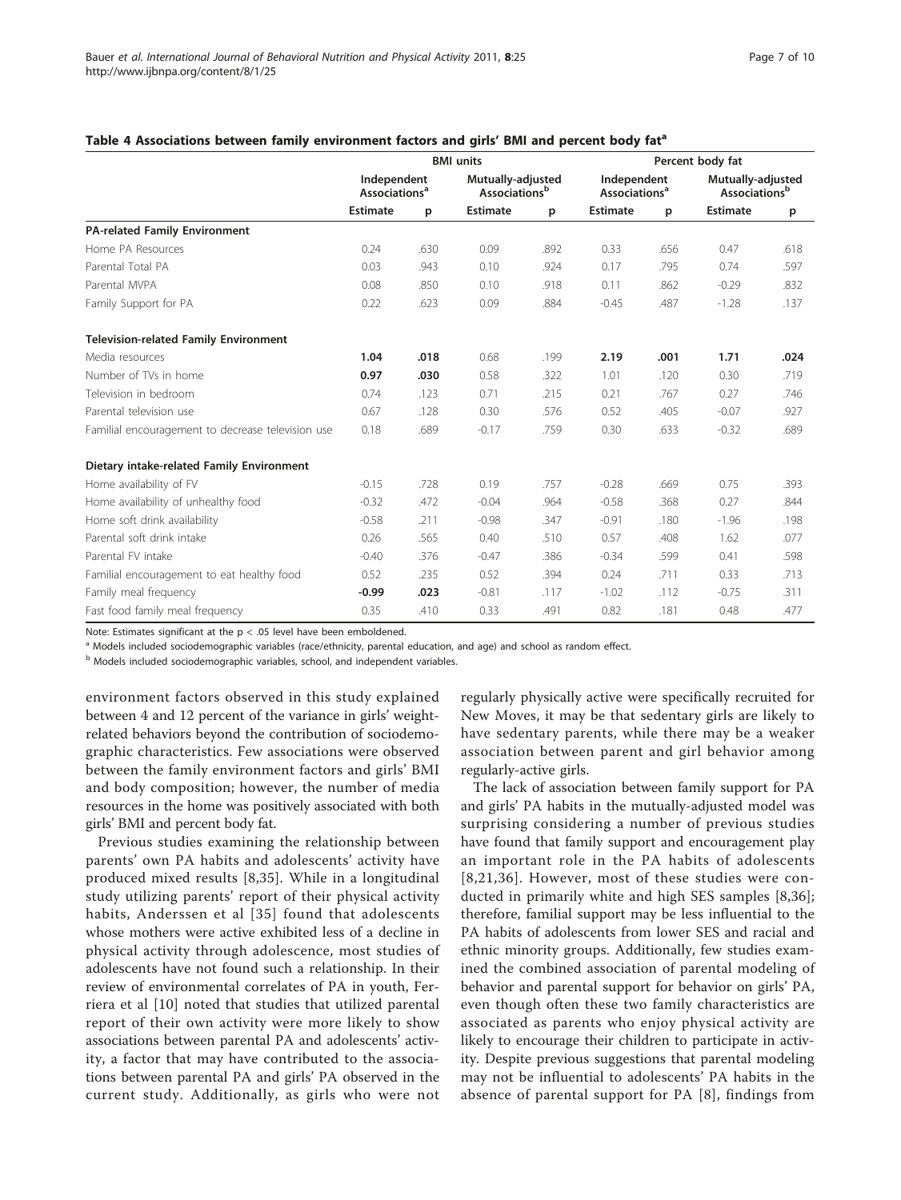**Table 4 Associations between family environment factors and girls' BMI and percent body fat[a]**

| | BMI units | | | | Percent body fat | | | |
|---|---|---|---|---|---|---|---|---|
| | Independent Associations[a] | | Mutually-adjusted Associations[b] | | Independent Associations[a] | | Mutually-adjusted Associations[b] | |
| | Estimate | p | Estimate | p | Estimate | p | Estimate | p |
| **PA-related Family Environment** | | | | | | | | |
| Home PA Resources | 0.24 | .630 | 0.09 | .892 | 0.33 | .656 | 0.47 | .618 |
| Parental Total PA | 0.03 | .943 | 0.10 | .924 | 0.17 | .795 | 0.74 | .597 |
| Parental MVPA | 0.08 | .850 | 0.10 | .918 | 0.11 | .862 | -0.29 | .832 |
| Family Support for PA | 0.22 | .623 | 0.09 | .884 | -0.45 | .487 | -1.28 | .137 |
| **Television-related Family Environment** | | | | | | | | |
| Media resources | **1.04** | **.018** | 0.68 | .199 | **2.19** | **.001** | **1.71** | **.024** |
| Number of TVs in home | **0.97** | **.030** | 0.58 | .322 | 1.01 | .120 | 0.30 | .719 |
| Television in bedroom | 0.74 | .123 | 0.71 | .215 | 0.21 | .767 | 0.27 | .746 |
| Parental television use | 0.67 | .128 | 0.30 | .576 | 0.52 | .405 | -0.07 | .927 |
| Familial encouragement to decrease television use | 0.18 | .689 | -0.17 | .759 | 0.30 | .633 | -0.32 | .689 |
| **Dietary intake-related Family Environment** | | | | | | | | |
| Home availability of FV | -0.15 | .728 | 0.19 | .757 | -0.28 | .669 | 0.75 | .393 |
| Home availability of unhealthy food | -0.32 | .472 | -0.04 | .964 | -0.58 | .368 | 0.27 | .844 |
| Home soft drink availability | -0.58 | .211 | -0.98 | .347 | -0.91 | .180 | -1.96 | .198 |
| Parental soft drink intake | 0.26 | .565 | 0.40 | .510 | 0.57 | .408 | 1.62 | .077 |
| Parental FV intake | -0.40 | .376 | -0.47 | .386 | -0.34 | .599 | 0.41 | .598 |
| Familial encouragement to eat healthy food | 0.52 | .235 | 0.52 | .394 | 0.24 | .711 | 0.33 | .713 |
| Family meal frequency | **-0.99** | **.023** | -0.81 | .117 | -1.02 | .112 | -0.75 | .311 |
| Fast food family meal frequency | 0.35 | .410 | 0.33 | .491 | 0.82 | .181 | 0.48 | .477 |

Note: Estimates significant at the p < .05 level have been emboldened.

[a] Models included sociodemographic variables (race/ethnicity, parental education, and age) and school as random effect.

[b] Models included sociodemographic variables, school, and independent variables.

environment factors observed in this study explained between 4 and 12 percent of the variance in girls' weight-related behaviors beyond the contribution of sociodemographic characteristics. Few associations were observed between the family environment factors and girls' BMI and body composition; however, the number of media resources in the home was positively associated with both girls' BMI and percent body fat.

Previous studies examining the relationship between parents' own PA habits and adolescents' activity have produced mixed results [8,35]. While in a longitudinal study utilizing parents' report of their physical activity habits, Anderssen et al [35] found that adolescents whose mothers were active exhibited less of a decline in physical activity through adolescence, most studies of adolescents have not found such a relationship. In their review of environmental correlates of PA in youth, Ferriera et al [10] noted that studies that utilized parental report of their own activity were more likely to show associations between parental PA and adolescents' activity, a factor that may have contributed to the associations between parental PA and girls' PA observed in the current study. Additionally, as girls who were not regularly physically active were specifically recruited for New Moves, it may be that sedentary girls are likely to have sedentary parents, while there may be a weaker association between parent and girl behavior among regularly-active girls.

The lack of association between family support for PA and girls' PA habits in the mutually-adjusted model was surprising considering a number of previous studies have found that family support and encouragement play an important role in the PA habits of adolescents [8,21,36]. However, most of these studies were conducted in primarily white and high SES samples [8,36]; therefore, familial support may be less influential to the PA habits of adolescents from lower SES and racial and ethnic minority groups. Additionally, few studies examined the combined association of parental modeling of behavior and parental support for behavior on girls' PA, even though often these two family characteristics are associated as parents who enjoy physical activity are likely to encourage their children to participate in activity. Despite previous suggestions that parental modeling may not be influential to adolescents' PA habits in the absence of parental support for PA [8], findings from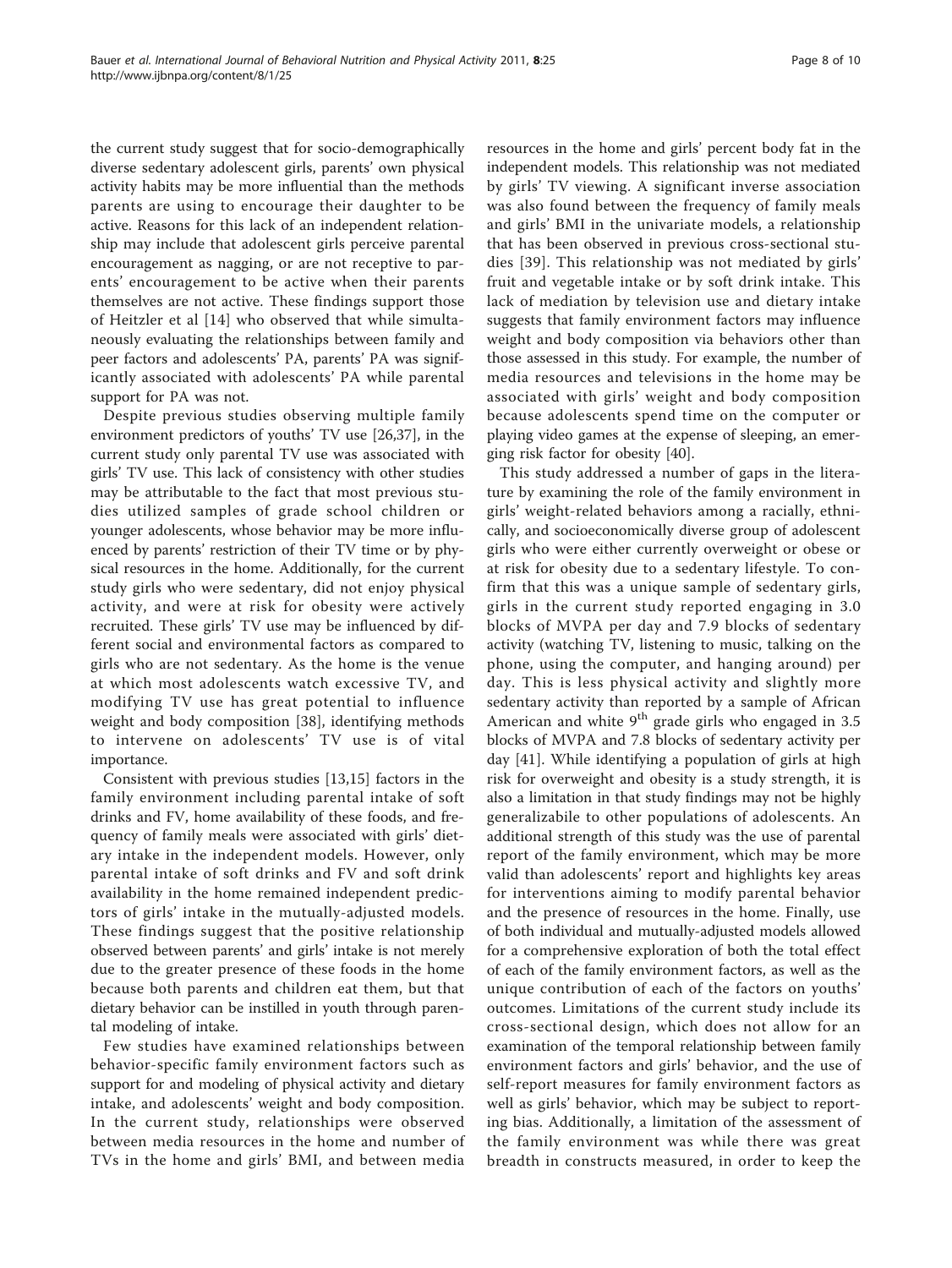the current study suggest that for socio-demographically diverse sedentary adolescent girls, parents' own physical activity habits may be more influential than the methods parents are using to encourage their daughter to be active. Reasons for this lack of an independent relationship may include that adolescent girls perceive parental encouragement as nagging, or are not receptive to parents' encouragement to be active when their parents themselves are not active. These findings support those of Heitzler et al [14] who observed that while simultaneously evaluating the relationships between family and peer factors and adolescents' PA, parents' PA was significantly associated with adolescents' PA while parental support for PA was not.

Despite previous studies observing multiple family environment predictors of youths' TV use [26,37], in the current study only parental TV use was associated with girls' TV use. This lack of consistency with other studies may be attributable to the fact that most previous studies utilized samples of grade school children or younger adolescents, whose behavior may be more influenced by parents' restriction of their TV time or by physical resources in the home. Additionally, for the current study girls who were sedentary, did not enjoy physical activity, and were at risk for obesity were actively recruited. These girls' TV use may be influenced by different social and environmental factors as compared to girls who are not sedentary. As the home is the venue at which most adolescents watch excessive TV, and modifying TV use has great potential to influence weight and body composition [38], identifying methods to intervene on adolescents' TV use is of vital importance.

Consistent with previous studies [13,15] factors in the family environment including parental intake of soft drinks and FV, home availability of these foods, and frequency of family meals were associated with girls' dietary intake in the independent models. However, only parental intake of soft drinks and FV and soft drink availability in the home remained independent predictors of girls' intake in the mutually-adjusted models. These findings suggest that the positive relationship observed between parents' and girls' intake is not merely due to the greater presence of these foods in the home because both parents and children eat them, but that dietary behavior can be instilled in youth through parental modeling of intake.

Few studies have examined relationships between behavior-specific family environment factors such as support for and modeling of physical activity and dietary intake, and adolescents' weight and body composition. In the current study, relationships were observed between media resources in the home and number of TVs in the home and girls' BMI, and between media resources in the home and girls' percent body fat in the independent models. This relationship was not mediated by girls' TV viewing. A significant inverse association was also found between the frequency of family meals and girls' BMI in the univariate models, a relationship that has been observed in previous cross-sectional studies [39]. This relationship was not mediated by girls' fruit and vegetable intake or by soft drink intake. This lack of mediation by television use and dietary intake suggests that family environment factors may influence weight and body composition via behaviors other than those assessed in this study. For example, the number of media resources and televisions in the home may be associated with girls' weight and body composition because adolescents spend time on the computer or playing video games at the expense of sleeping, an emerging risk factor for obesity [40].

This study addressed a number of gaps in the literature by examining the role of the family environment in girls' weight-related behaviors among a racially, ethnically, and socioeconomically diverse group of adolescent girls who were either currently overweight or obese or at risk for obesity due to a sedentary lifestyle. To confirm that this was a unique sample of sedentary girls, girls in the current study reported engaging in 3.0 blocks of MVPA per day and 7.9 blocks of sedentary activity (watching TV, listening to music, talking on the phone, using the computer, and hanging around) per day. This is less physical activity and slightly more sedentary activity than reported by a sample of African American and white 9th grade girls who engaged in 3.5 blocks of MVPA and 7.8 blocks of sedentary activity per day [41]. While identifying a population of girls at high risk for overweight and obesity is a study strength, it is also a limitation in that study findings may not be highly generalizabile to other populations of adolescents. An additional strength of this study was the use of parental report of the family environment, which may be more valid than adolescents' report and highlights key areas for interventions aiming to modify parental behavior and the presence of resources in the home. Finally, use of both individual and mutually-adjusted models allowed for a comprehensive exploration of both the total effect of each of the family environment factors, as well as the unique contribution of each of the factors on youths' outcomes. Limitations of the current study include its cross-sectional design, which does not allow for an examination of the temporal relationship between family environment factors and girls' behavior, and the use of self-report measures for family environment factors as well as girls' behavior, which may be subject to reporting bias. Additionally, a limitation of the assessment of the family environment was while there was great breadth in constructs measured, in order to keep the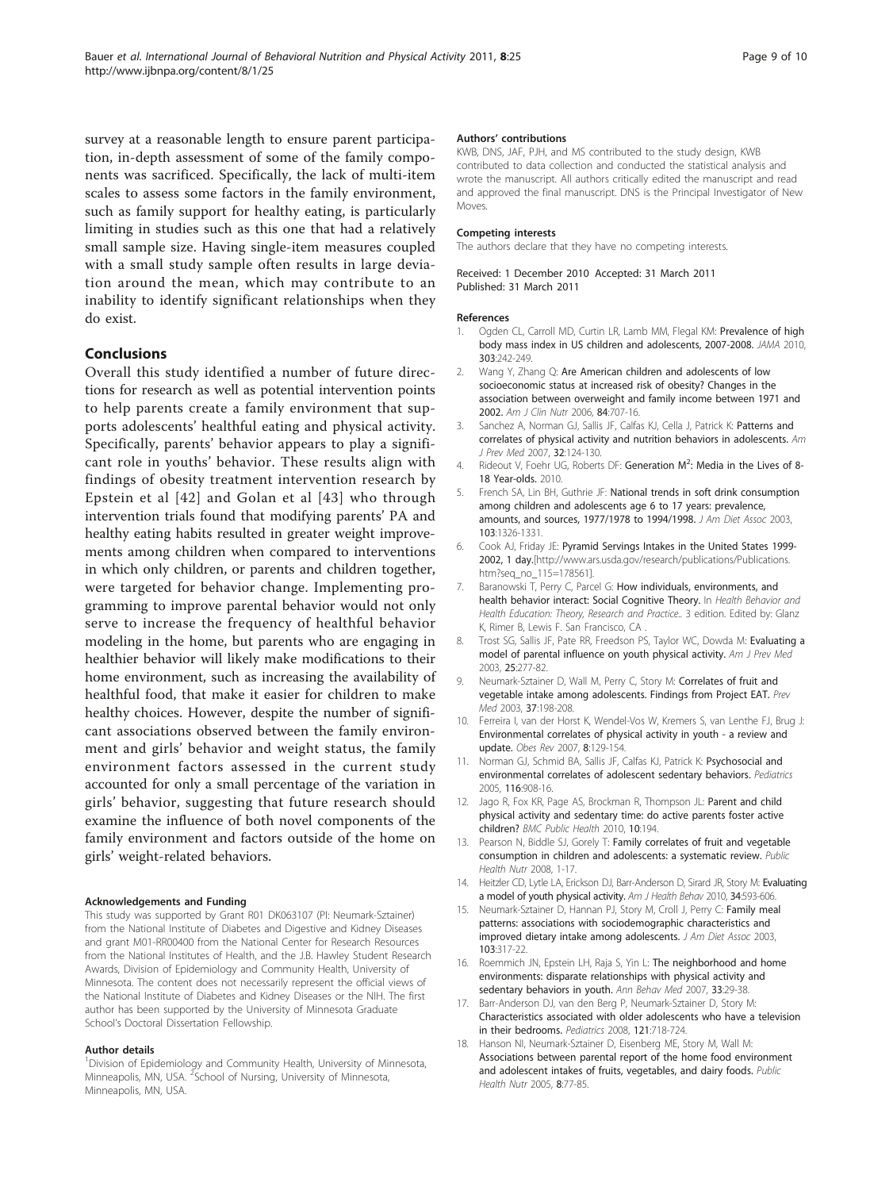survey at a reasonable length to ensure parent participation, in-depth assessment of some of the family components was sacrificed. Specifically, the lack of multi-item scales to assess some factors in the family environment, such as family support for healthy eating, is particularly limiting in studies such as this one that had a relatively small sample size. Having single-item measures coupled with a small study sample often results in large deviation around the mean, which may contribute to an inability to identify significant relationships when they do exist.

## Conclusions

Overall this study identified a number of future directions for research as well as potential intervention points to help parents create a family environment that supports adolescents' healthful eating and physical activity. Specifically, parents' behavior appears to play a significant role in youths' behavior. These results align with findings of obesity treatment intervention research by Epstein et al [42] and Golan et al [43] who through intervention trials found that modifying parents' PA and healthy eating habits resulted in greater weight improvements among children when compared to interventions in which only children, or parents and children together, were targeted for behavior change. Implementing programming to improve parental behavior would not only serve to increase the frequency of healthful behavior modeling in the home, but parents who are engaging in healthier behavior will likely make modifications to their home environment, such as increasing the availability of healthful food, that make it easier for children to make healthy choices. However, despite the number of significant associations observed between the family environment and girls' behavior and weight status, the family environment factors assessed in the current study accounted for only a small percentage of the variation in girls' behavior, suggesting that future research should examine the influence of both novel components of the family environment and factors outside of the home on girls' weight-related behaviors.

#### Acknowledgements and Funding

This study was supported by Grant R01 DK063107 (PI: Neumark-Sztainer) from the National Institute of Diabetes and Digestive and Kidney Diseases and grant M01-RR00400 from the National Center for Research Resources from the National Institutes of Health, and the J.B. Hawley Student Research Awards, Division of Epidemiology and Community Health, University of Minnesota. The content does not necessarily represent the official views of the National Institute of Diabetes and Kidney Diseases or the NIH. The first author has been supported by the University of Minnesota Graduate School's Doctoral Dissertation Fellowship.

#### Author details

[1]Division of Epidemiology and Community Health, University of Minnesota, Minneapolis, MN, USA. [2]School of Nursing, University of Minnesota, Minneapolis, MN, USA.

#### Authors' contributions

KWB, DNS, JAF, PJH, and MS contributed to the study design, KWB contributed to data collection and conducted the statistical analysis and wrote the manuscript. All authors critically edited the manuscript and read and approved the final manuscript. DNS is the Principal Investigator of New Moves.

#### Competing interests

The authors declare that they have no competing interests.

Received: 1 December 2010 Accepted: 31 March 2011
Published: 31 March 2011

#### References

1. Ogden CL, Carroll MD, Curtin LR, Lamb MM, Flegal KM: **Prevalence of high body mass index in US children and adolescents, 2007-2008.** *JAMA* 2010, **303**:242-249.
2. Wang Y, Zhang Q: **Are American children and adolescents of low socioeconomic status at increased risk of obesity? Changes in the association between overweight and family income between 1971 and 2002.** *Am J Clin Nutr* 2006, **84**:707-16.
3. Sanchez A, Norman GJ, Sallis JF, Calfas KJ, Cella J, Patrick K: **Patterns and correlates of physical activity and nutrition behaviors in adolescents.** *Am J Prev Med* 2007, **32**:124-130.
4. Rideout V, Foehr UG, Roberts DF: **Generation M$^2$: Media in the Lives of 8-18 Year-olds.** 2010.
5. French SA, Lin BH, Guthrie JF: **National trends in soft drink consumption among children and adolescents age 6 to 17 years: prevalence, amounts, and sources, 1977/1978 to 1994/1998.** *J Am Diet Assoc* 2003, **103**:1326-1331.
6. Cook AJ, Friday JE: **Pyramid Servings Intakes in the United States 1999-2002, 1 day.**[http://www.ars.usda.gov/research/publications/Publications.htm?seq_no_115=178561].
7. Baranowski T, Perry C, Parcel G: **How individuals, environments, and health behavior interact: Social Cognitive Theory.** In *Health Behavior and Health Education: Theory, Research and Practice.*. 3 edition. Edited by: Glanz K, Rimer B, Lewis F. San Francisco, CA .
8. Trost SG, Sallis JF, Pate RR, Freedson PS, Taylor WC, Dowda M: **Evaluating a model of parental influence on youth physical activity.** *Am J Prev Med* 2003, **25**:277-82.
9. Neumark-Sztainer D, Wall M, Perry C, Story M: **Correlates of fruit and vegetable intake among adolescents. Findings from Project EAT.** *Prev Med* 2003, **37**:198-208.
10. Ferreira I, van der Horst K, Wendel-Vos W, Kremers S, van Lenthe FJ, Brug J: **Environmental correlates of physical activity in youth - a review and update.** *Obes Rev* 2007, **8**:129-154.
11. Norman GJ, Schmid BA, Sallis JF, Calfas KJ, Patrick K: **Psychosocial and environmental correlates of adolescent sedentary behaviors.** *Pediatrics* 2005, **116**:908-16.
12. Jago R, Fox KR, Page AS, Brockman R, Thompson JL: **Parent and child physical activity and sedentary time: do active parents foster active children?** *BMC Public Health* 2010, **10**:194.
13. Pearson N, Biddle SJ, Gorely T: **Family correlates of fruit and vegetable consumption in children and adolescents: a systematic review.** *Public Health Nutr* 2008, 1-17.
14. Heitzler CD, Lytle LA, Erickson DJ, Barr-Anderson D, Sirard JR, Story M: **Evaluating a model of youth physical activity.** *Am J Health Behav* 2010, **34**:593-606.
15. Neumark-Sztainer D, Hannan PJ, Story M, Croll J, Perry C: **Family meal patterns: associations with sociodemographic characteristics and improved dietary intake among adolescents.** *J Am Diet Assoc* 2003, **103**:317-22.
16. Roemmich JN, Epstein LH, Raja S, Yin L: **The neighborhood and home environments: disparate relationships with physical activity and sedentary behaviors in youth.** *Ann Behav Med* 2007, **33**:29-38.
17. Barr-Anderson DJ, van den Berg P, Neumark-Sztainer D, Story M: **Characteristics associated with older adolescents who have a television in their bedrooms.** *Pediatrics* 2008, **121**:718-724.
18. Hanson NI, Neumark-Sztainer D, Eisenberg ME, Story M, Wall M: **Associations between parental report of the home food environment and adolescent intakes of fruits, vegetables, and dairy foods.** *Public Health Nutr* 2005, **8**:77-85.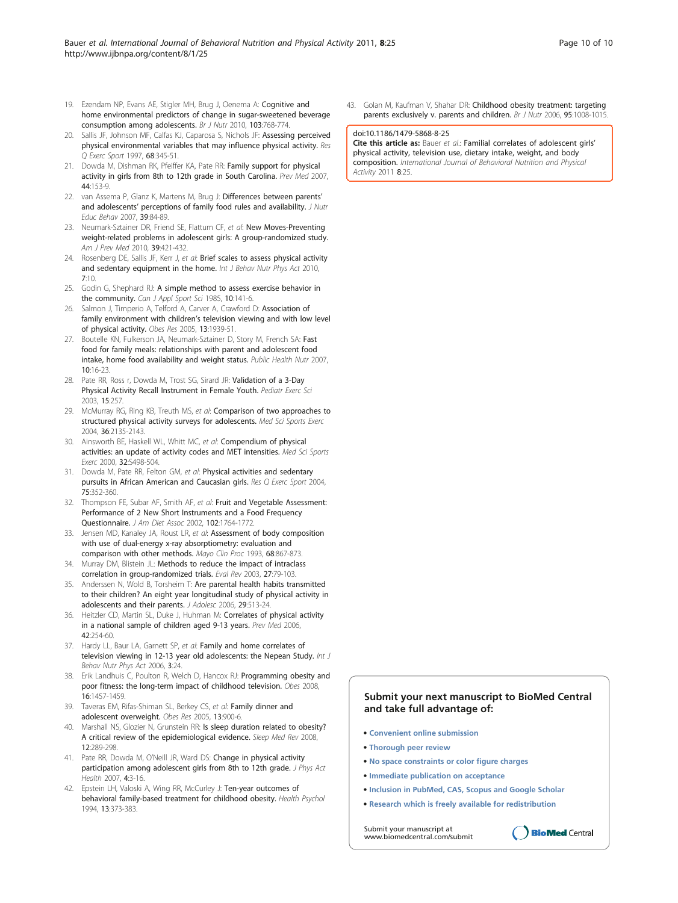19. Ezendam NP, Evans AE, Stigler MH, Brug J, Oenema A: **Cognitive and home environmental predictors of change in sugar-sweetened beverage consumption among adolescents.** *Br J Nutr* 2010, **103**:768-774.
20. Sallis JF, Johnson MF, Calfas KJ, Caparosa S, Nichols JF: **Assessing perceived physical environmental variables that may influence physical activity.** *Res Q Exerc Sport* 1997, **68**:345-51.
21. Dowda M, Dishman RK, Pfeiffer KA, Pate RR: **Family support for physical activity in girls from 8th to 12th grade in South Carolina.** *Prev Med* 2007, **44**:153-9.
22. van Assema P, Glanz K, Martens M, Brug J: **Differences between parents' and adolescents' perceptions of family food rules and availability.** *J Nutr Educ Behav* 2007, **39**:84-89.
23. Neumark-Sztainer DR, Friend SE, Flattum CF, *et al*: **New Moves-Preventing weight-related problems in adolescent girls: A group-randomized study.** *Am J Prev Med* 2010, **39**:421-432.
24. Rosenberg DE, Sallis JF, Kerr J, *et al*: **Brief scales to assess physical activity and sedentary equipment in the home.** *Int J Behav Nutr Phys Act* 2010, **7**:10.
25. Godin G, Shephard RJ: **A simple method to assess exercise behavior in the community.** *Can J Appl Sport Sci* 1985, **10**:141-6.
26. Salmon J, Timperio A, Telford A, Carver A, Crawford D: **Association of family environment with children's television viewing and with low level of physical activity.** *Obes Res* 2005, **13**:1939-51.
27. Boutelle KN, Fulkerson JA, Neumark-Sztainer D, Story M, French SA: **Fast food for family meals: relationships with parent and adolescent food intake, home food availability and weight status.** *Public Health Nutr* 2007, **10**:16-23.
28. Pate RR, Ross r, Dowda M, Trost SG, Sirard JR: **Validation of a 3-Day Physical Activity Recall Instrument in Female Youth.** *Pediatr Exerc Sci* 2003, **15**:257.
29. McMurray RG, Ring KB, Treuth MS, *et al*: **Comparison of two approaches to structured physical activity surveys for adolescents.** *Med Sci Sports Exerc* 2004, **36**:2135-2143.
30. Ainsworth BE, Haskell WL, Whitt MC, *et al*: **Compendium of physical activities: an update of activity codes and MET intensities.** *Med Sci Sports Exerc* 2000, **32**:S498-504.
31. Dowda M, Pate RR, Felton GM, *et al*: **Physical activities and sedentary pursuits in African American and Caucasian girls.** *Res Q Exerc Sport* 2004, **75**:352-360.
32. Thompson FE, Subar AF, Smith AF, *et al*: **Fruit and Vegetable Assessment: Performance of 2 New Short Instruments and a Food Frequency Questionnaire.** *J Am Diet Assoc* 2002, **102**:1764-1772.
33. Jensen MD, Kanaley JA, Roust LR, *et al*: **Assessment of body composition with use of dual-energy x-ray absorptiometry: evaluation and comparison with other methods.** *Mayo Clin Proc* 1993, **68**:867-873.
34. Murray DM, Blistein JL: **Methods to reduce the impact of intraclass correlation in group-randomized trials.** *Eval Rev* 2003, **27**:79-103.
35. Anderssen N, Wold B, Torsheim T: **Are parental health habits transmitted to their children? An eight year longitudinal study of physical activity in adolescents and their parents.** *J Adolesc* 2006, **29**:513-24.
36. Heitzler CD, Martin SL, Duke J, Huhman M: **Correlates of physical activity in a national sample of children aged 9-13 years.** *Prev Med* 2006, **42**:254-60.
37. Hardy LL, Baur LA, Garnett SP, *et al*: **Family and home correlates of television viewing in 12-13 year old adolescents: the Nepean Study.** *Int J Behav Nutr Phys Act* 2006, **3**:24.
38. Erik Landhuis C, Poulton R, Welch D, Hancox RJ: **Programming obesity and poor fitness: the long-term impact of childhood television.** *Obes* 2008, **16**:1457-1459.
39. Taveras EM, Rifas-Shiman SL, Berkey CS, *et al*: **Family dinner and adolescent overweight.** *Obes Res* 2005, **13**:900-6.
40. Marshall NS, Glozier N, Grunstein RR: **Is sleep duration related to obesity? A critical review of the epidemiological evidence.** *Sleep Med Rev* 2008, **12**:289-298.
41. Pate RR, Dowda M, O'Neill JR, Ward DS: **Change in physical activity participation among adolescent girls from 8th to 12th grade.** *J Phys Act Health* 2007, **4**:3-16.
42. Epstein LH, Valoski A, Wing RR, McCurley J: **Ten-year outcomes of behavioral family-based treatment for childhood obesity.** *Health Psychol* 1994, **13**:373-383.
43. Golan M, Kaufman V, Shahar DR: **Childhood obesity treatment: targeting parents exclusively v. parents and children.** *Br J Nutr* 2006, **95**:1008-1015.

doi:10.1186/1479-5868-8-25

**Cite this article as:** Bauer *et al.*: Familial correlates of adolescent girls' physical activity, television use, dietary intake, weight, and body composition. *International Journal of Behavioral Nutrition and Physical Activity* 2011 **8**:25.

**Submit your next manuscript to BioMed Central and take full advantage of:**

- Convenient online submission
- Thorough peer review
- No space constraints or color figure charges
- Immediate publication on acceptance
- Inclusion in PubMed, CAS, Scopus and Google Scholar
- Research which is freely available for redistribution

Submit your manuscript at www.biomedcentral.com/submit

BioMed Central